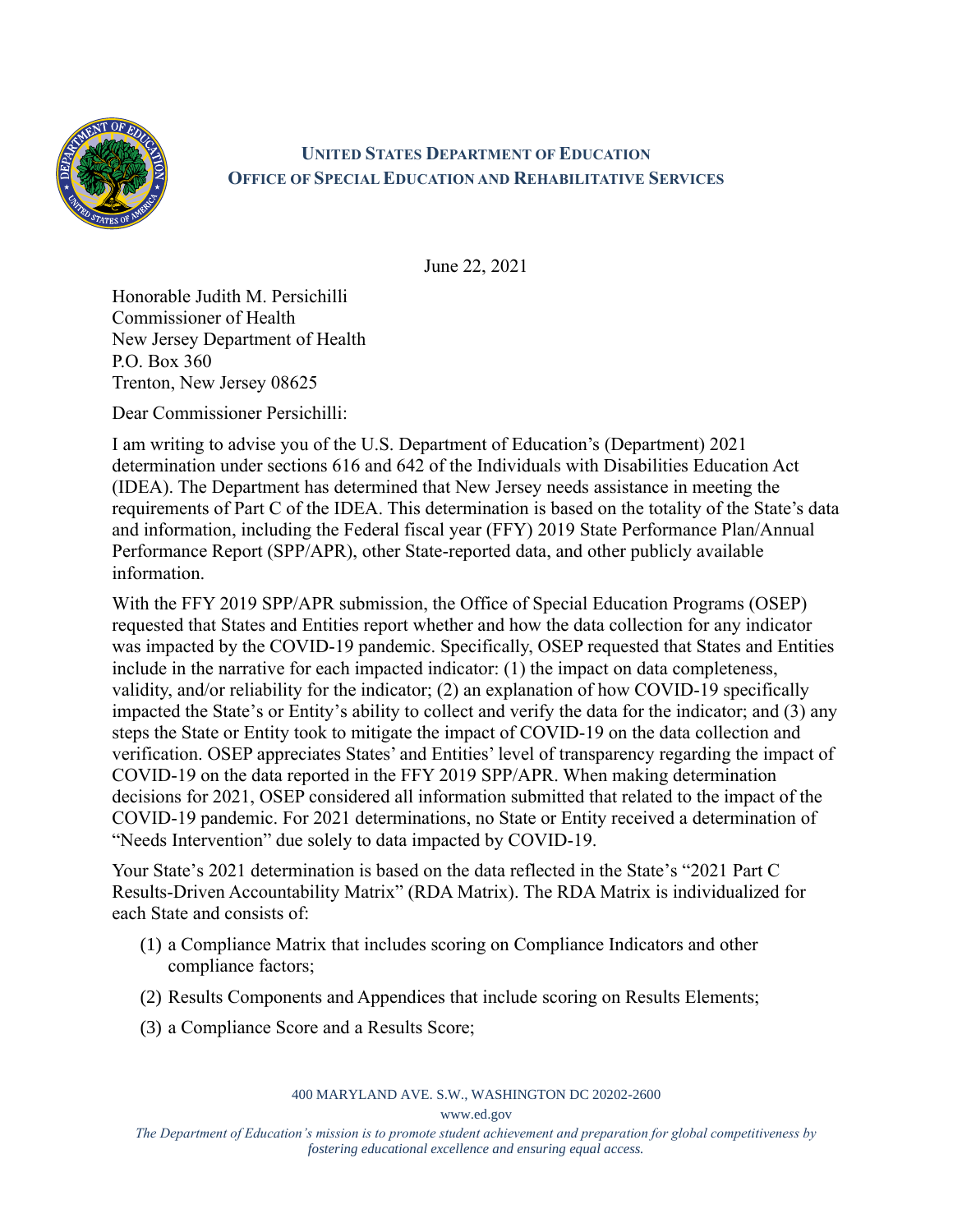**UNITED STATES DEPARTMENT OF EDUCATION**
**OFFICE OF SPECIAL EDUCATION AND REHABILITATIVE SERVICES**

June 22, 2021

Honorable Judith M. Persichilli
Commissioner of Health
New Jersey Department of Health
P.O. Box 360
Trenton, New Jersey 08625

Dear Commissioner Persichilli:

I am writing to advise you of the U.S. Department of Education's (Department) 2021 determination under sections 616 and 642 of the Individuals with Disabilities Education Act (IDEA). The Department has determined that New Jersey needs assistance in meeting the requirements of Part C of the IDEA. This determination is based on the totality of the State's data and information, including the Federal fiscal year (FFY) 2019 State Performance Plan/Annual Performance Report (SPP/APR), other State-reported data, and other publicly available information.

With the FFY 2019 SPP/APR submission, the Office of Special Education Programs (OSEP) requested that States and Entities report whether and how the data collection for any indicator was impacted by the COVID-19 pandemic. Specifically, OSEP requested that States and Entities include in the narrative for each impacted indicator: (1) the impact on data completeness, validity, and/or reliability for the indicator; (2) an explanation of how COVID-19 specifically impacted the State's or Entity's ability to collect and verify the data for the indicator; and (3) any steps the State or Entity took to mitigate the impact of COVID-19 on the data collection and verification. OSEP appreciates States' and Entities' level of transparency regarding the impact of COVID-19 on the data reported in the FFY 2019 SPP/APR. When making determination decisions for 2021, OSEP considered all information submitted that related to the impact of the COVID-19 pandemic. For 2021 determinations, no State or Entity received a determination of "Needs Intervention" due solely to data impacted by COVID-19.

Your State's 2021 determination is based on the data reflected in the State's "2021 Part C Results-Driven Accountability Matrix" (RDA Matrix). The RDA Matrix is individualized for each State and consists of:

(1) a Compliance Matrix that includes scoring on Compliance Indicators and other compliance factors;

(2) Results Components and Appendices that include scoring on Results Elements;

(3) a Compliance Score and a Results Score;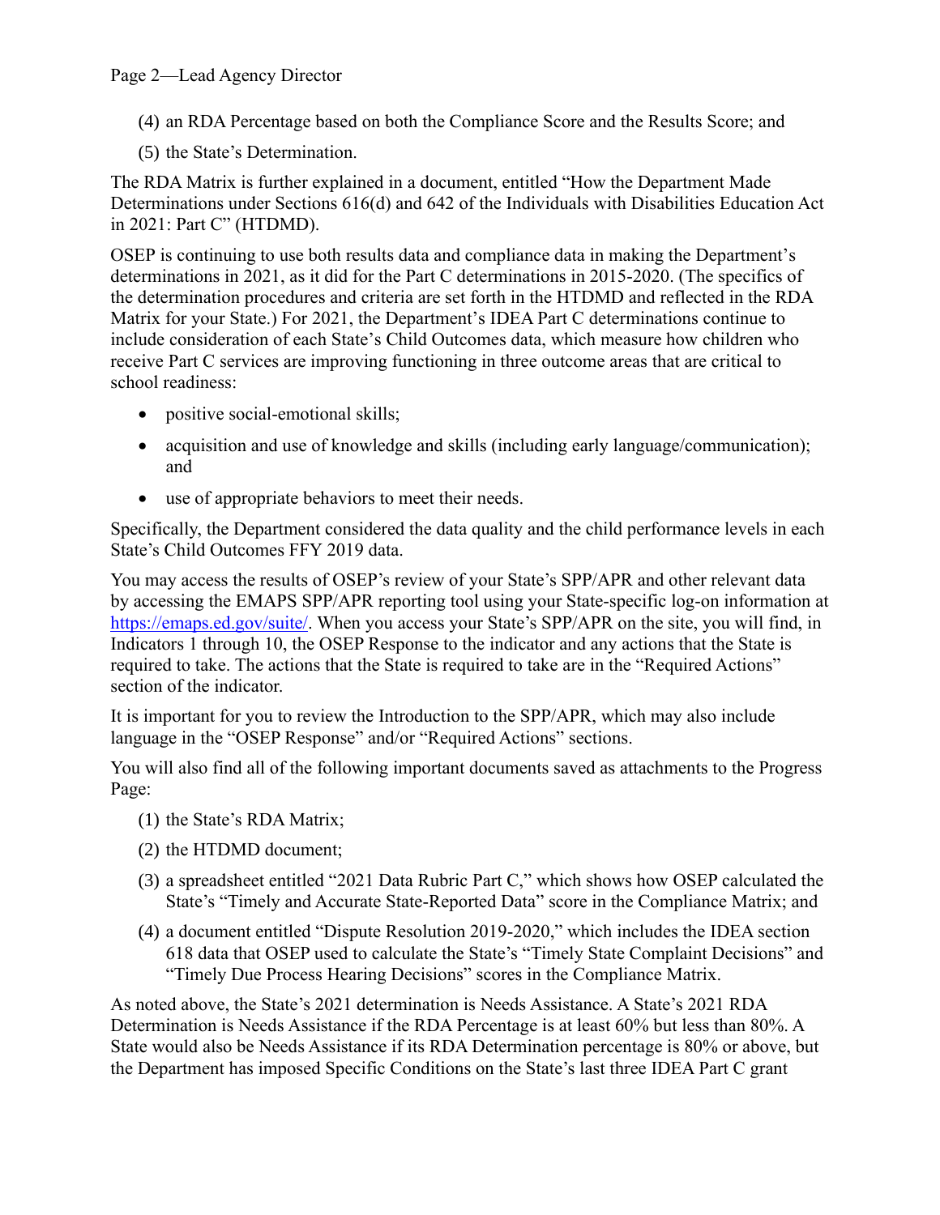(4) an RDA Percentage based on both the Compliance Score and the Results Score; and

(5) the State's Determination.

The RDA Matrix is further explained in a document, entitled "How the Department Made Determinations under Sections 616(d) and 642 of the Individuals with Disabilities Education Act in 2021: Part C" (HTDMD).

OSEP is continuing to use both results data and compliance data in making the Department's determinations in 2021, as it did for the Part C determinations in 2015-2020. (The specifics of the determination procedures and criteria are set forth in the HTDMD and reflected in the RDA Matrix for your State.) For 2021, the Department's IDEA Part C determinations continue to include consideration of each State's Child Outcomes data, which measure how children who receive Part C services are improving functioning in three outcome areas that are critical to school readiness:

- positive social-emotional skills;
- acquisition and use of knowledge and skills (including early language/communication); and
- use of appropriate behaviors to meet their needs.

Specifically, the Department considered the data quality and the child performance levels in each State's Child Outcomes FFY 2019 data.

You may access the results of OSEP's review of your State's SPP/APR and other relevant data by accessing the EMAPS SPP/APR reporting tool using your State-specific log-on information at https://emaps.ed.gov/suite/. When you access your State's SPP/APR on the site, you will find, in Indicators 1 through 10, the OSEP Response to the indicator and any actions that the State is required to take. The actions that the State is required to take are in the "Required Actions" section of the indicator.

It is important for you to review the Introduction to the SPP/APR, which may also include language in the "OSEP Response" and/or "Required Actions" sections.

You will also find all of the following important documents saved as attachments to the Progress Page:

(1) the State's RDA Matrix;

(2) the HTDMD document;

(3) a spreadsheet entitled "2021 Data Rubric Part C," which shows how OSEP calculated the State's "Timely and Accurate State-Reported Data" score in the Compliance Matrix; and

(4) a document entitled "Dispute Resolution 2019-2020," which includes the IDEA section 618 data that OSEP used to calculate the State's "Timely State Complaint Decisions" and "Timely Due Process Hearing Decisions" scores in the Compliance Matrix.

As noted above, the State's 2021 determination is Needs Assistance. A State's 2021 RDA Determination is Needs Assistance if the RDA Percentage is at least 60% but less than 80%. A State would also be Needs Assistance if its RDA Determination percentage is 80% or above, but the Department has imposed Specific Conditions on the State's last three IDEA Part C grant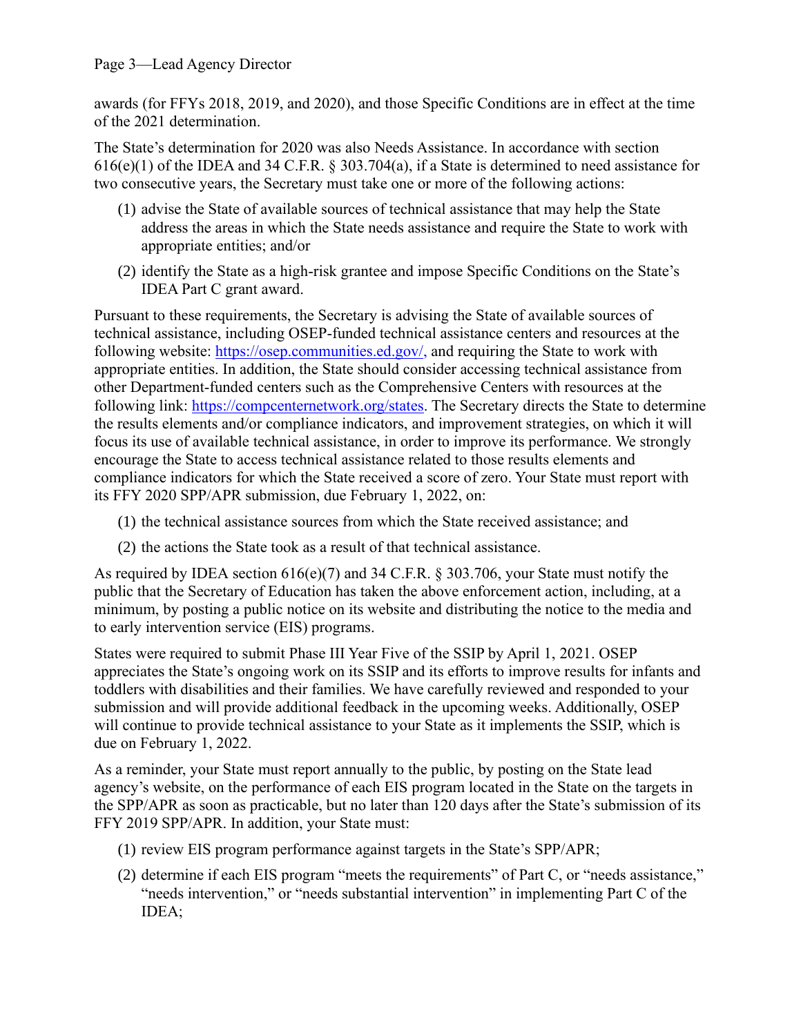awards (for FFYs 2018, 2019, and 2020), and those Specific Conditions are in effect at the time of the 2021 determination.

The State's determination for 2020 was also Needs Assistance. In accordance with section 616(e)(1) of the IDEA and 34 C.F.R. § 303.704(a), if a State is determined to need assistance for two consecutive years, the Secretary must take one or more of the following actions:

(1) advise the State of available sources of technical assistance that may help the State address the areas in which the State needs assistance and require the State to work with appropriate entities; and/or

(2) identify the State as a high-risk grantee and impose Specific Conditions on the State's IDEA Part C grant award.

Pursuant to these requirements, the Secretary is advising the State of available sources of technical assistance, including OSEP-funded technical assistance centers and resources at the following website: https://osep.communities.ed.gov/, and requiring the State to work with appropriate entities. In addition, the State should consider accessing technical assistance from other Department-funded centers such as the Comprehensive Centers with resources at the following link: https://compcenternetwork.org/states. The Secretary directs the State to determine the results elements and/or compliance indicators, and improvement strategies, on which it will focus its use of available technical assistance, in order to improve its performance. We strongly encourage the State to access technical assistance related to those results elements and compliance indicators for which the State received a score of zero. Your State must report with its FFY 2020 SPP/APR submission, due February 1, 2022, on:

(1) the technical assistance sources from which the State received assistance; and

(2) the actions the State took as a result of that technical assistance.

As required by IDEA section 616(e)(7) and 34 C.F.R. § 303.706, your State must notify the public that the Secretary of Education has taken the above enforcement action, including, at a minimum, by posting a public notice on its website and distributing the notice to the media and to early intervention service (EIS) programs.

States were required to submit Phase III Year Five of the SSIP by April 1, 2021. OSEP appreciates the State's ongoing work on its SSIP and its efforts to improve results for infants and toddlers with disabilities and their families. We have carefully reviewed and responded to your submission and will provide additional feedback in the upcoming weeks. Additionally, OSEP will continue to provide technical assistance to your State as it implements the SSIP, which is due on February 1, 2022.

As a reminder, your State must report annually to the public, by posting on the State lead agency's website, on the performance of each EIS program located in the State on the targets in the SPP/APR as soon as practicable, but no later than 120 days after the State's submission of its FFY 2019 SPP/APR. In addition, your State must:

(1) review EIS program performance against targets in the State's SPP/APR;

(2) determine if each EIS program "meets the requirements" of Part C, or "needs assistance," "needs intervention," or "needs substantial intervention" in implementing Part C of the IDEA;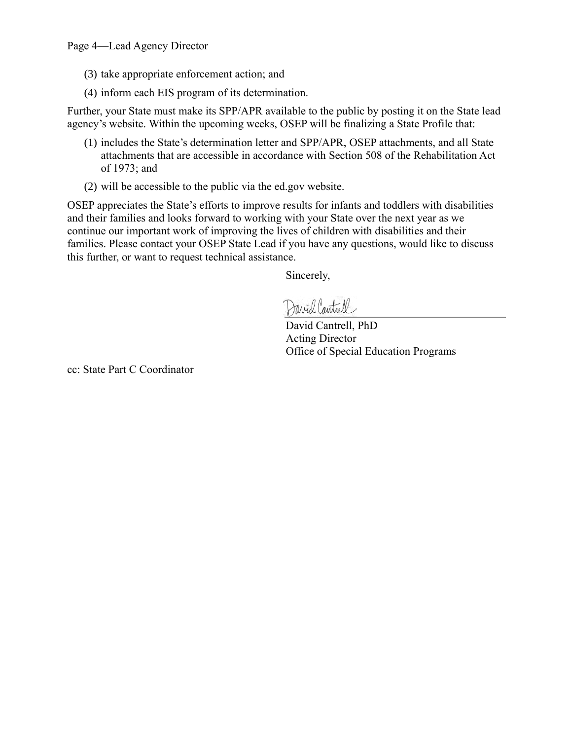(3) take appropriate enforcement action; and

(4) inform each EIS program of its determination.

Further, your State must make its SPP/APR available to the public by posting it on the State lead agency's website. Within the upcoming weeks, OSEP will be finalizing a State Profile that:

(1) includes the State's determination letter and SPP/APR, OSEP attachments, and all State attachments that are accessible in accordance with Section 508 of the Rehabilitation Act of 1973; and

(2) will be accessible to the public via the ed.gov website.

OSEP appreciates the State's efforts to improve results for infants and toddlers with disabilities and their families and looks forward to working with your State over the next year as we continue our important work of improving the lives of children with disabilities and their families. Please contact your OSEP State Lead if you have any questions, would like to discuss this further, or want to request technical assistance.

Sincerely,

David Cantrell

David Cantrell, PhD
Acting Director
Office of Special Education Programs

cc: State Part C Coordinator